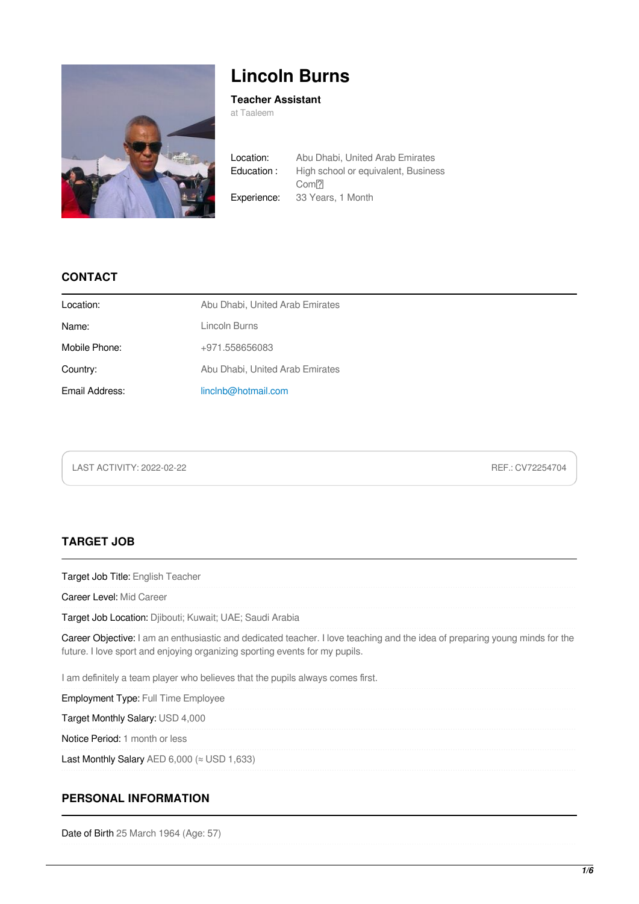# Lincoln Burns

**Teacher Assistant**
at Taaleem

Location: Abu Dhabi, United Arab Emirates
Education : High school or equivalent, Business Com�
Experience: 33 Years, 1 Month

## CONTACT

| | |
|---|---|
| Location: | Abu Dhabi, United Arab Emirates |
| Name: | Lincoln Burns |
| Mobile Phone: | +971.558656083 |
| Country: | Abu Dhabi, United Arab Emirates |
| Email Address: | linclnb@hotmail.com |

LAST ACTIVITY: 2022-02-22 REF.: CV72254704

## TARGET JOB

Target Job Title: English Teacher

Career Level: Mid Career

Target Job Location: Djibouti; Kuwait; UAE; Saudi Arabia

Career Objective: I am an enthusiastic and dedicated teacher. I love teaching and the idea of preparing young minds for the future. I love sport and enjoying organizing sporting events for my pupils.

I am definitely a team player who believes that the pupils always comes first.

Employment Type: Full Time Employee

Target Monthly Salary: USD 4,000

Notice Period: 1 month or less

Last Monthly Salary AED 6,000 (≈ USD 1,633)

## PERSONAL INFORMATION

Date of Birth 25 March 1964 (Age: 57)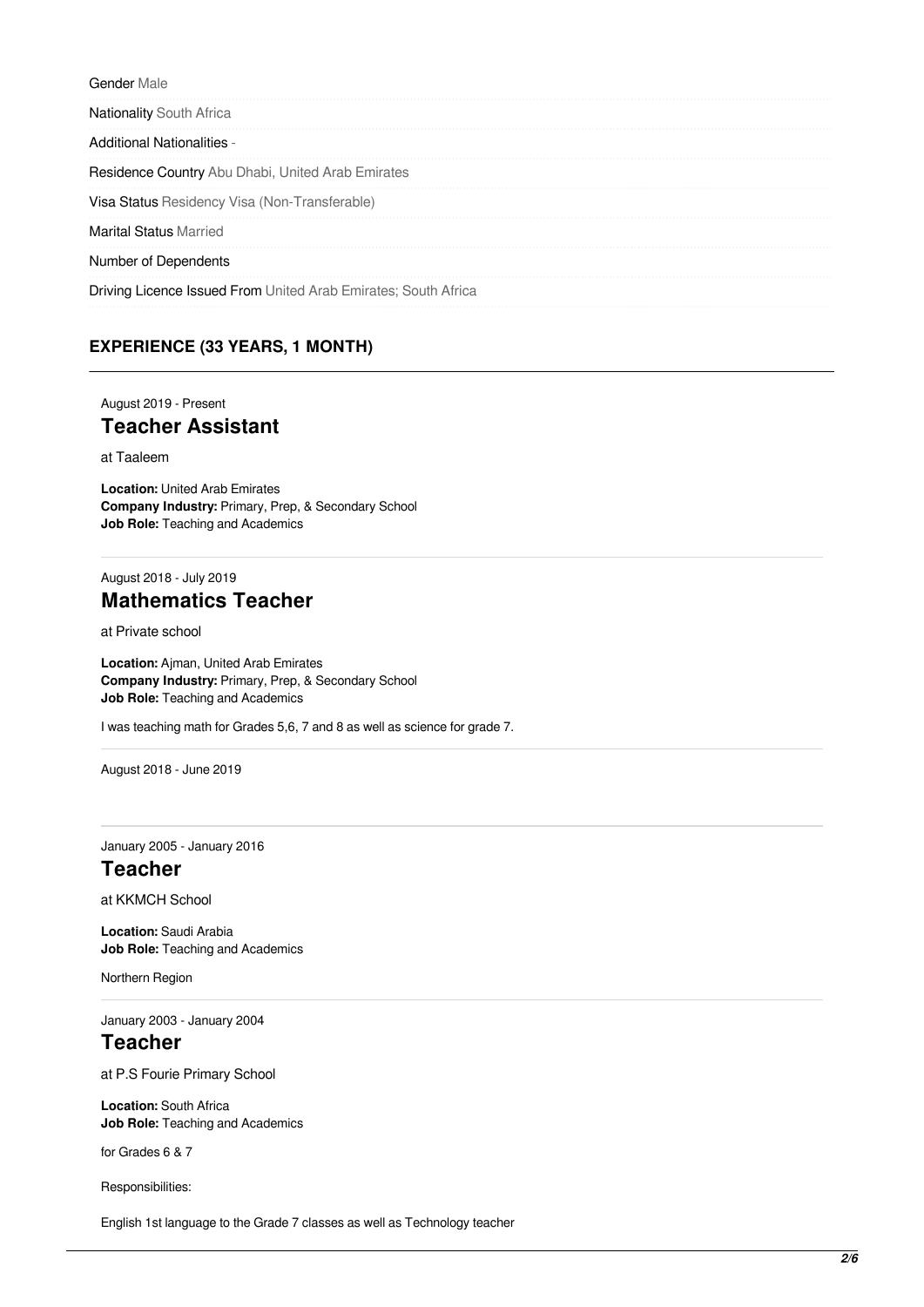Gender Male

Nationality South Africa

Additional Nationalities -

Residence Country Abu Dhabi, United Arab Emirates

Visa Status Residency Visa (Non-Transferable)

Marital Status Married

Number of Dependents

Driving Licence Issued From United Arab Emirates; South Africa

## EXPERIENCE (33 YEARS, 1 MONTH)

---

August 2019 - Present

### Teacher Assistant

at Taaleem

**Location:** United Arab Emirates
**Company Industry:** Primary, Prep, & Secondary School
**Job Role:** Teaching and Academics

---

August 2018 - July 2019

### Mathematics Teacher

at Private school

**Location:** Ajman, United Arab Emirates
**Company Industry:** Primary, Prep, & Secondary School
**Job Role:** Teaching and Academics

I was teaching math for Grades 5,6, 7 and 8 as well as science for grade 7.

---

August 2018 - June 2019

---

January 2005 - January 2016

### Teacher

at KKMCH School

**Location:** Saudi Arabia
**Job Role:** Teaching and Academics

Northern Region

---

January 2003 - January 2004

### Teacher

at P.S Fourie Primary School

**Location:** South Africa
**Job Role:** Teaching and Academics

for Grades 6 & 7

Responsibilities:

English 1st language to the Grade 7 classes as well as Technology teacher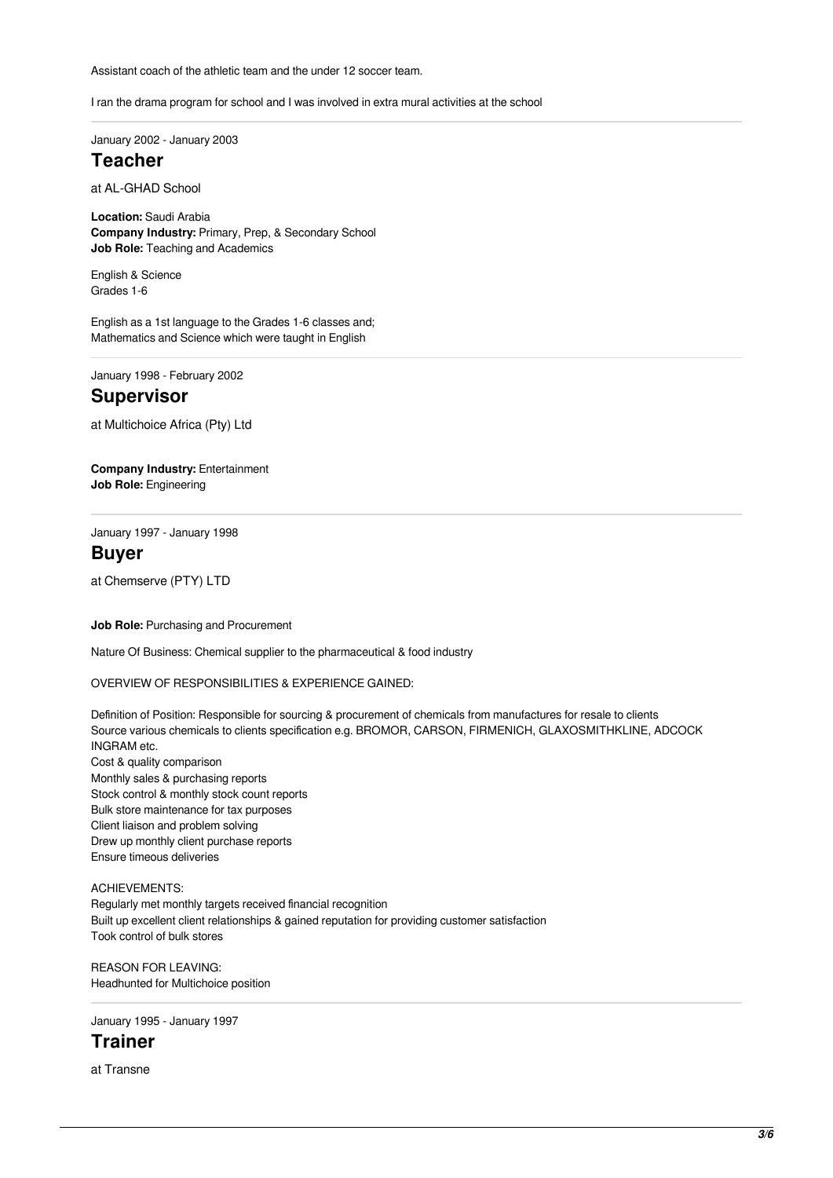Assistant coach of the athletic team and the under 12 soccer team.

I ran the drama program for school and I was involved in extra mural activities at the school

---

January 2002 - January 2003

## Teacher

at AL-GHAD School

**Location:** Saudi Arabia
**Company Industry:** Primary, Prep, & Secondary School
**Job Role:** Teaching and Academics

English & Science
Grades 1-6

English as a 1st language to the Grades 1-6 classes and;
Mathematics and Science which were taught in English

---

January 1998 - February 2002

## Supervisor

at Multichoice Africa (Pty) Ltd

**Company Industry:** Entertainment
**Job Role:** Engineering

---

January 1997 - January 1998

## Buyer

at Chemserve (PTY) LTD

**Job Role:** Purchasing and Procurement

Nature Of Business: Chemical supplier to the pharmaceutical & food industry

OVERVIEW OF RESPONSIBILITIES & EXPERIENCE GAINED:

Definition of Position: Responsible for sourcing & procurement of chemicals from manufactures for resale to clients
Source various chemicals to clients specification e.g. BROMOR, CARSON, FIRMENICH, GLAXOSMITHKLINE, ADCOCK INGRAM etc.
Cost & quality comparison
Monthly sales & purchasing reports
Stock control & monthly stock count reports
Bulk store maintenance for tax purposes
Client liaison and problem solving
Drew up monthly client purchase reports
Ensure timeous deliveries

ACHIEVEMENTS:
Regularly met monthly targets received financial recognition
Built up excellent client relationships & gained reputation for providing customer satisfaction
Took control of bulk stores

REASON FOR LEAVING:
Headhunted for Multichoice position

---

January 1995 - January 1997

## Trainer

at Transne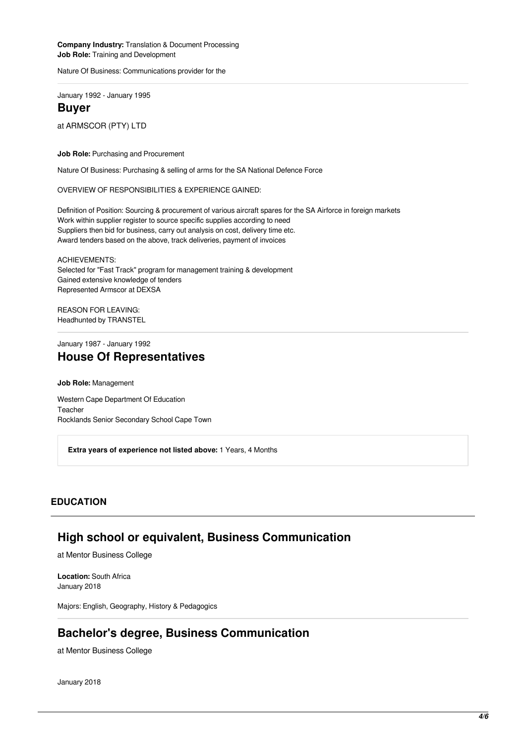**Company Industry:** Translation & Document Processing
**Job Role:** Training and Development

Nature Of Business: Communications provider for the

---

January 1992 - January 1995

## Buyer

at ARMSCOR (PTY) LTD

**Job Role:** Purchasing and Procurement

Nature Of Business: Purchasing & selling of arms for the SA National Defence Force

OVERVIEW OF RESPONSIBILITIES & EXPERIENCE GAINED:

Definition of Position: Sourcing & procurement of various aircraft spares for the SA Airforce in foreign markets
Work within supplier register to source specific supplies according to need
Suppliers then bid for business, carry out analysis on cost, delivery time etc.
Award tenders based on the above, track deliveries, payment of invoices

ACHIEVEMENTS:
Selected for "Fast Track" program for management training & development
Gained extensive knowledge of tenders
Represented Armscor at DEXSA

REASON FOR LEAVING:
Headhunted by TRANSTEL

---

January 1987 - January 1992

## House Of Representatives

**Job Role:** Management

Western Cape Department Of Education
Teacher
Rocklands Senior Secondary School Cape Town

**Extra years of experience not listed above:** 1 Years, 4 Months

### EDUCATION

---

## High school or equivalent, Business Communication

at Mentor Business College

**Location:** South Africa
January 2018

Majors: English, Geography, History & Pedagogics

---

## Bachelor's degree, Business Communication

at Mentor Business College

January 2018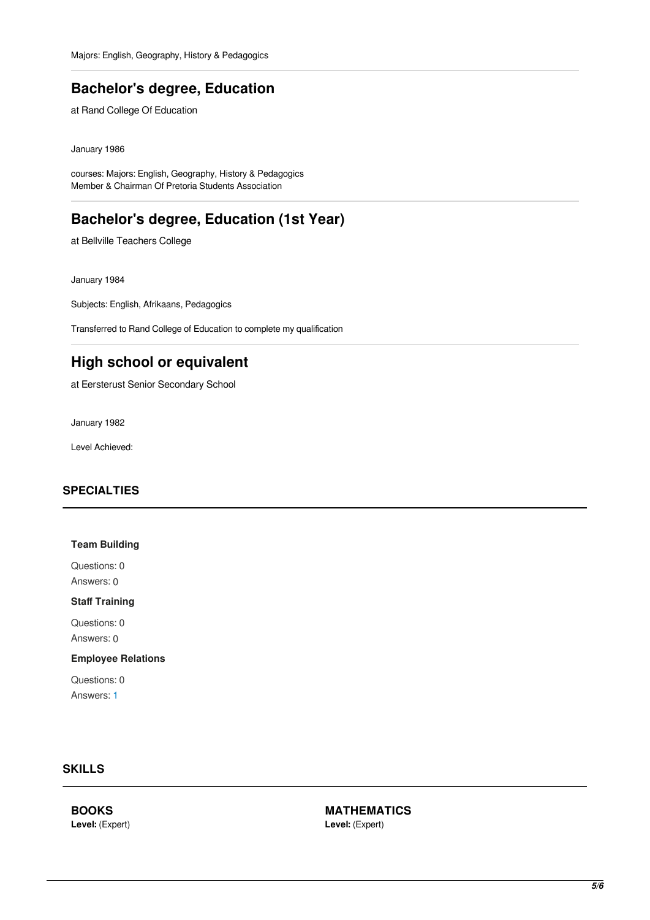Majors: English, Geography, History & Pedagogics

## Bachelor's degree, Education

at Rand College Of Education

January 1986

courses: Majors: English, Geography, History & Pedagogics
Member & Chairman Of Pretoria Students Association

## Bachelor's degree, Education (1st Year)

at Bellville Teachers College

January 1984

Subjects: English, Afrikaans, Pedagogics

Transferred to Rand College of Education to complete my qualification

## High school or equivalent

at Eersterust Senior Secondary School

January 1982

Level Achieved:

### SPECIALTIES

**Team Building**

Questions: 0
Answers: 0

**Staff Training**

Questions: 0
Answers: 0

**Employee Relations**

Questions: 0
Answers: 1

### SKILLS

**BOOKS**
**Level:** (Expert)

**MATHEMATICS**
**Level:** (Expert)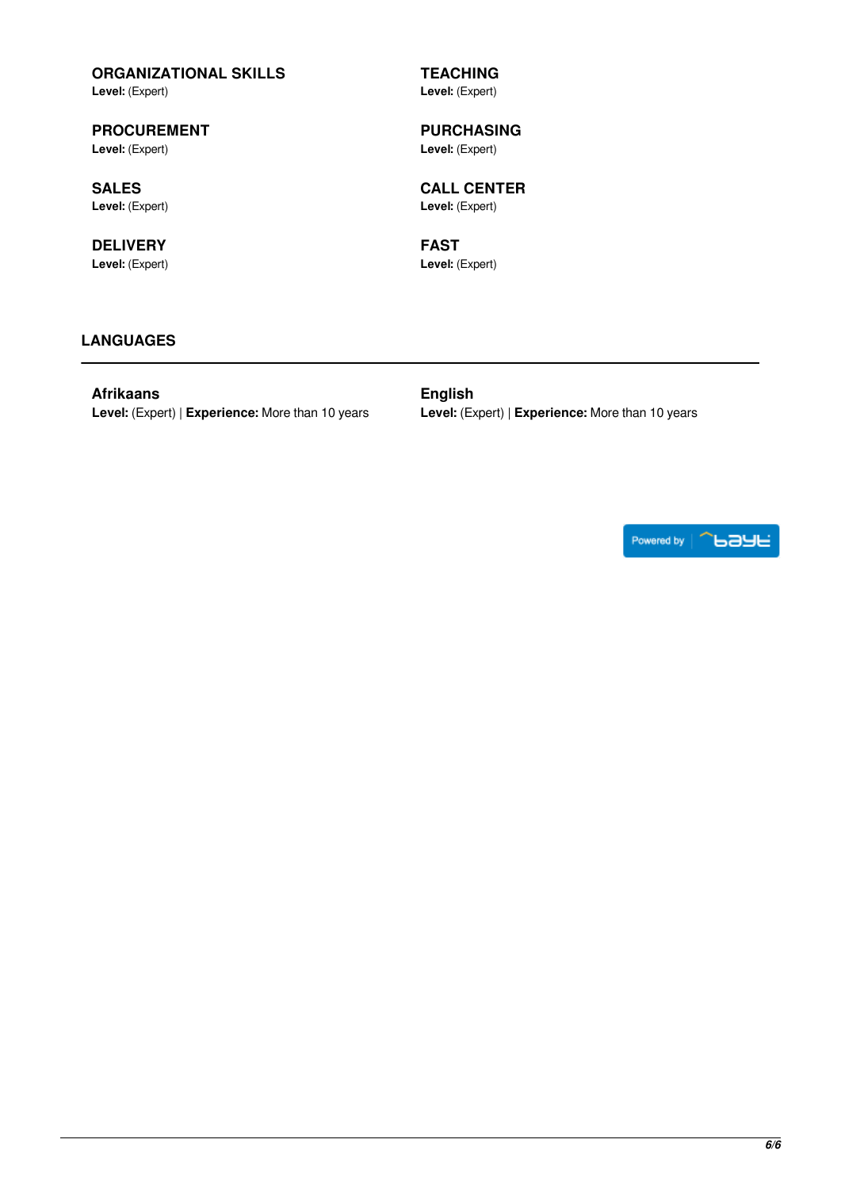**ORGANIZATIONAL SKILLS**
**Level:** (Expert)

**TEACHING**
**Level:** (Expert)

**PROCUREMENT**
**Level:** (Expert)

**PURCHASING**
**Level:** (Expert)

**SALES**
**Level:** (Expert)

**CALL CENTER**
**Level:** (Expert)

**DELIVERY**
**Level:** (Expert)

**FAST**
**Level:** (Expert)

## LANGUAGES

**Afrikaans**
**Level:** (Expert) | **Experience:** More than 10 years

**English**
**Level:** (Expert) | **Experience:** More than 10 years

Powered by bayt